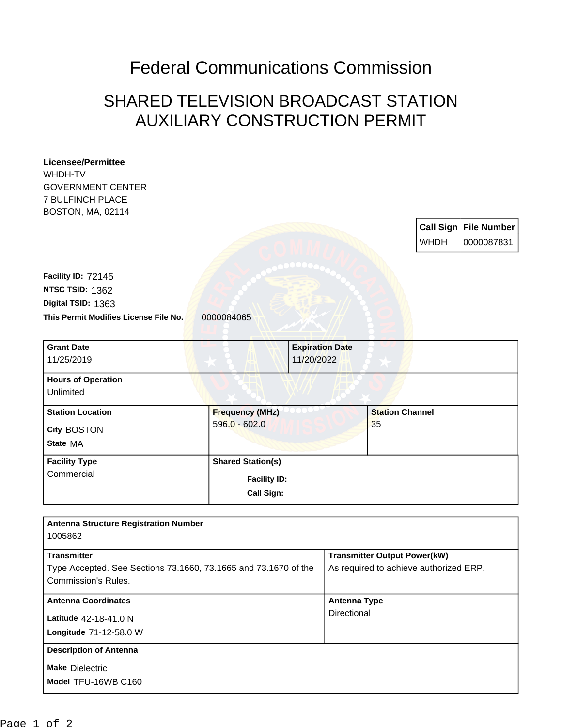# Federal Communications Commission

## SHARED TELEVISION BROADCAST STATION AUXILIARY CONSTRUCTION PERMIT

**Licensee/Permittee**
WHDH-TV
GOVERNMENT CENTER
7 BULFINCH PLACE
BOSTON, MA, 02114

| Call Sign | File Number |
| --- | --- |
| WHDH | 0000087831 |

**Facility ID:** 72145
**NTSC TSID:** 1362
**Digital TSID:** 1363
**This Permit Modifies License File No.** 0000084065

| Grant Date | Expiration Date |
| --- | --- |
| 11/25/2019 | 11/20/2022 |

| Hours of Operation |
| --- |
| Unlimited |

| Station Location | Frequency (MHz) | Station Channel |
| --- | --- | --- |
| City BOSTON<br>State MA | 596.0 - 602.0 | 35 |

| Facility Type | Shared Station(s) |
| --- | --- |
| Commercial | Facility ID:<br>Call Sign: |

| Antenna Structure Registration Number |
| --- |
| 1005862 |

| Transmitter | Transmitter Output Power(kW) |
| --- | --- |
| Type Accepted. See Sections 73.1660, 73.1665 and 73.1670 of the Commission's Rules. | As required to achieve authorized ERP. |

| Antenna Coordinates | Antenna Type |
| --- | --- |
| Latitude 42-18-41.0 N<br>Longitude 71-12-58.0 W | Directional |

| Description of Antenna |
| --- |
| Make Dielectric<br>Model TFU-16WB C160 |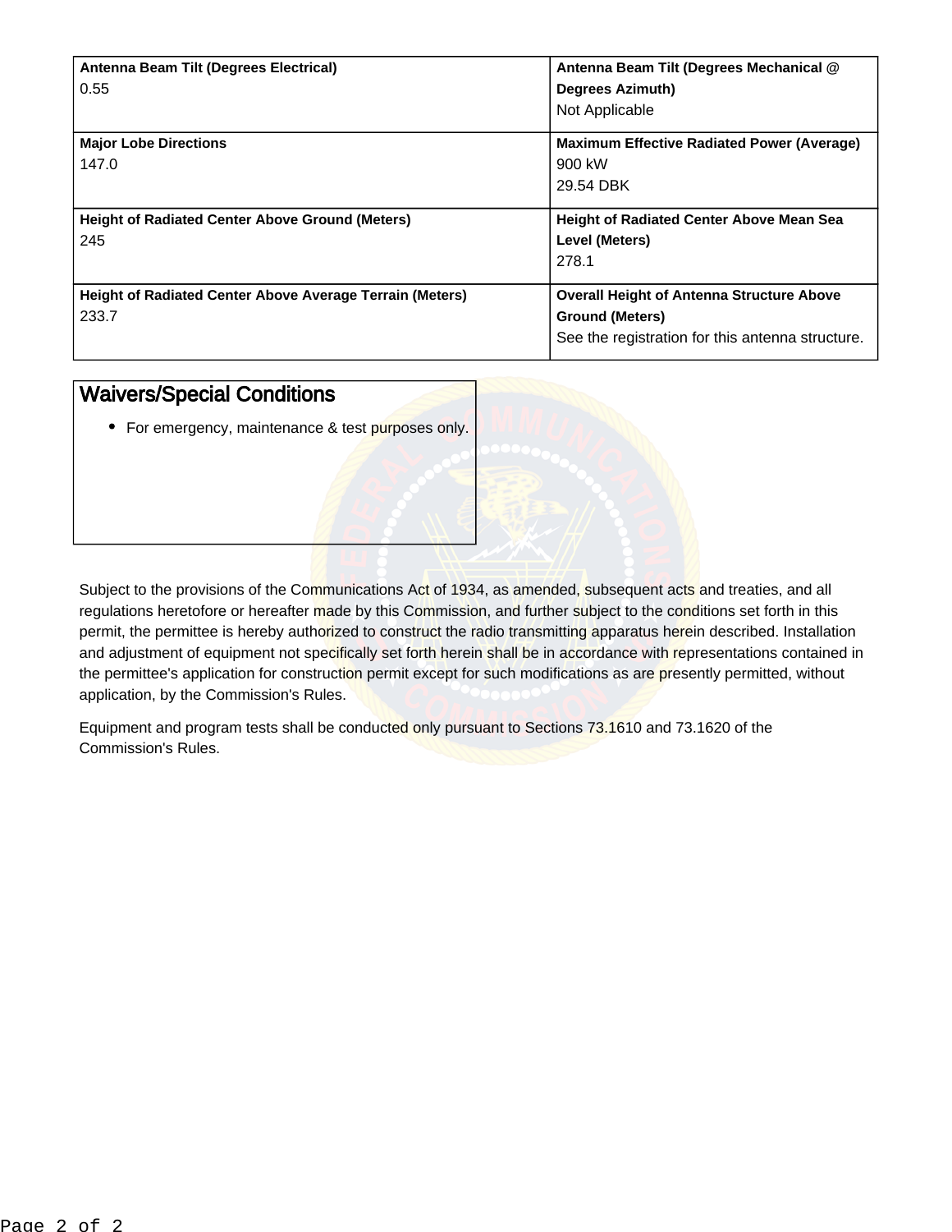| | |
|---|---|
| **Antenna Beam Tilt (Degrees Electrical)**<br>0.55 | **Antenna Beam Tilt (Degrees Mechanical @ Degrees Azimuth)**<br>Not Applicable |
| **Major Lobe Directions**<br>147.0 | **Maximum Effective Radiated Power (Average)**<br>900 kW<br>29.54 DBK |
| **Height of Radiated Center Above Ground (Meters)**<br>245 | **Height of Radiated Center Above Mean Sea Level (Meters)**<br>278.1 |
| **Height of Radiated Center Above Average Terrain (Meters)**<br>233.7 | **Overall Height of Antenna Structure Above Ground (Meters)**<br>See the registration for this antenna structure. |

## Waivers/Special Conditions

- For emergency, maintenance & test purposes only.

Subject to the provisions of the Communications Act of 1934, as amended, subsequent acts and treaties, and all regulations heretofore or hereafter made by this Commission, and further subject to the conditions set forth in this permit, the permittee is hereby authorized to construct the radio transmitting apparatus herein described. Installation and adjustment of equipment not specifically set forth herein shall be in accordance with representations contained in the permittee's application for construction permit except for such modifications as are presently permitted, without application, by the Commission's Rules.

Equipment and program tests shall be conducted only pursuant to Sections 73.1610 and 73.1620 of the Commission's Rules.